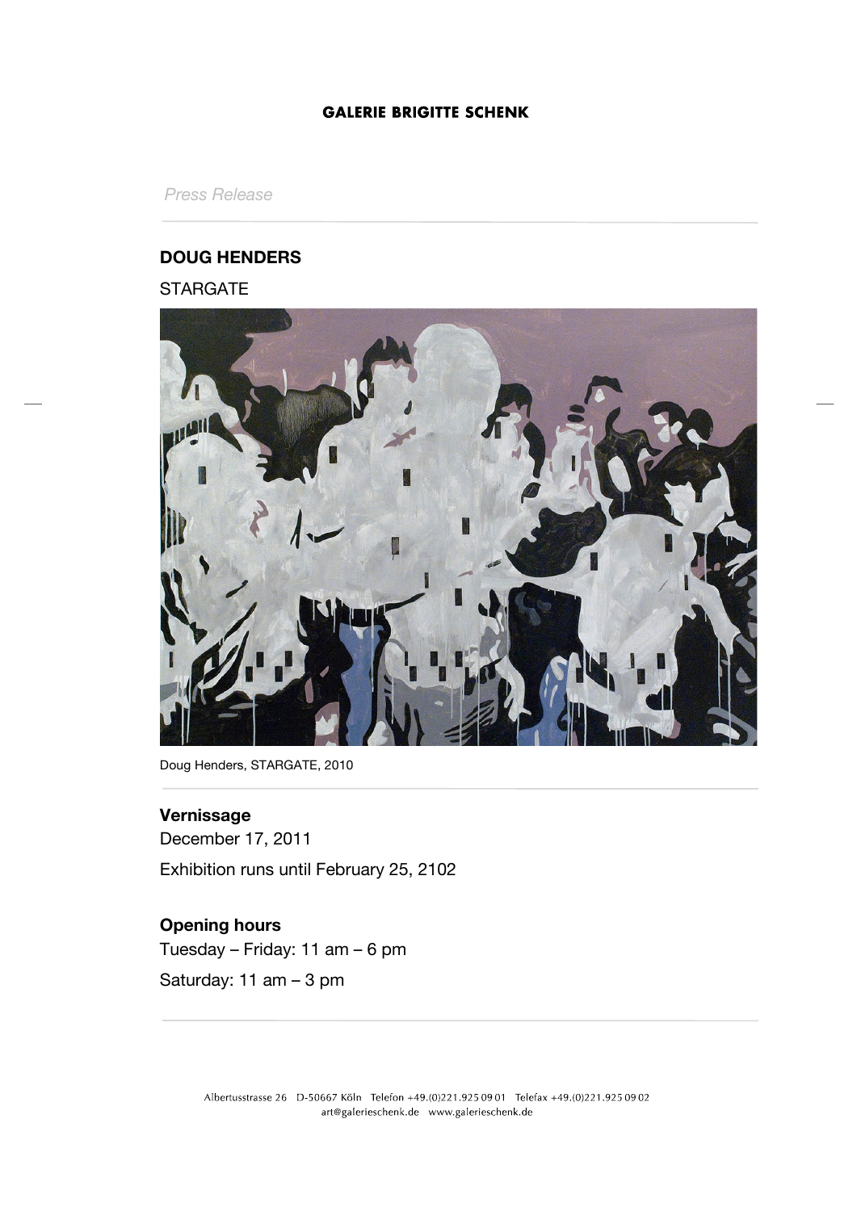GALERIE BRIGITTE SCHENK

*Press Release*

**DOUG HENDERS**

STARGATE

Doug Henders, STARGATE, 2010

**Vernissage**

December 17, 2011

Exhibition runs until February 25, 2102

**Opening hours**

Tuesday – Friday: 11 am – 6 pm

Saturday: 11 am – 3 pm

Albertusstrasse 26 D-50667 Köln Telefon +49.(0)221.925 09 01 Telefax +49.(0)221.925 09 02
art@galerieschenk.de www.galerieschenk.de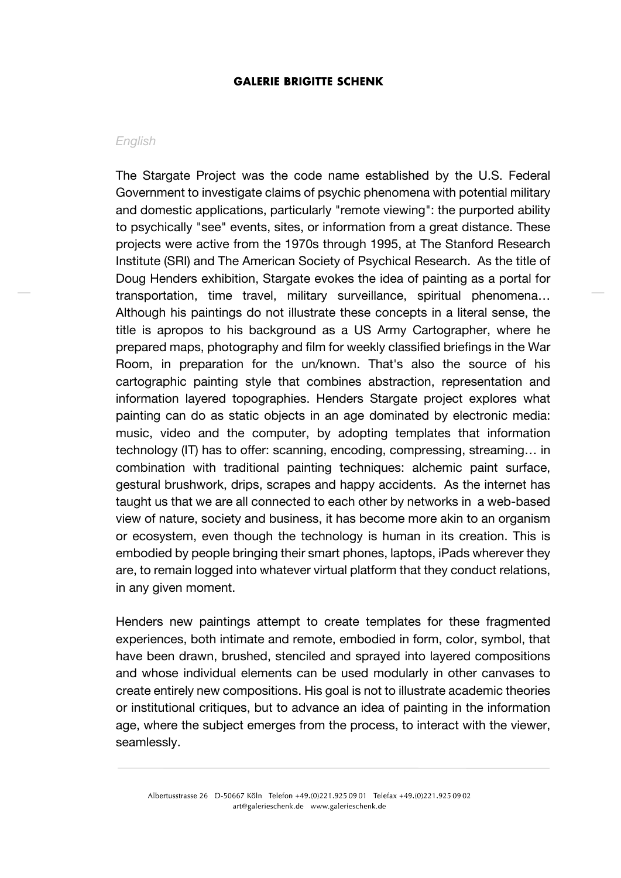*English*

The Stargate Project was the code name established by the U.S. Federal Government to investigate claims of psychic phenomena with potential military and domestic applications, particularly "remote viewing": the purported ability to psychically "see" events, sites, or information from a great distance. These projects were active from the 1970s through 1995, at The Stanford Research Institute (SRI) and The American Society of Psychical Research. As the title of Doug Henders exhibition, Stargate evokes the idea of painting as a portal for transportation, time travel, military surveillance, spiritual phenomena… Although his paintings do not illustrate these concepts in a literal sense, the title is apropos to his background as a US Army Cartographer, where he prepared maps, photography and film for weekly classified briefings in the War Room, in preparation for the un/known. That's also the source of his cartographic painting style that combines abstraction, representation and information layered topographies. Henders Stargate project explores what painting can do as static objects in an age dominated by electronic media: music, video and the computer, by adopting templates that information technology (IT) has to offer: scanning, encoding, compressing, streaming… in combination with traditional painting techniques: alchemic paint surface, gestural brushwork, drips, scrapes and happy accidents. As the internet has taught us that we are all connected to each other by networks in a web-based view of nature, society and business, it has become more akin to an organism or ecosystem, even though the technology is human in its creation. This is embodied by people bringing their smart phones, laptops, iPads wherever they are, to remain logged into whatever virtual platform that they conduct relations, in any given moment.

Henders new paintings attempt to create templates for these fragmented experiences, both intimate and remote, embodied in form, color, symbol, that have been drawn, brushed, stenciled and sprayed into layered compositions and whose individual elements can be used modularly in other canvases to create entirely new compositions. His goal is not to illustrate academic theories or institutional critiques, but to advance an idea of painting in the information age, where the subject emerges from the process, to interact with the viewer, seamlessly.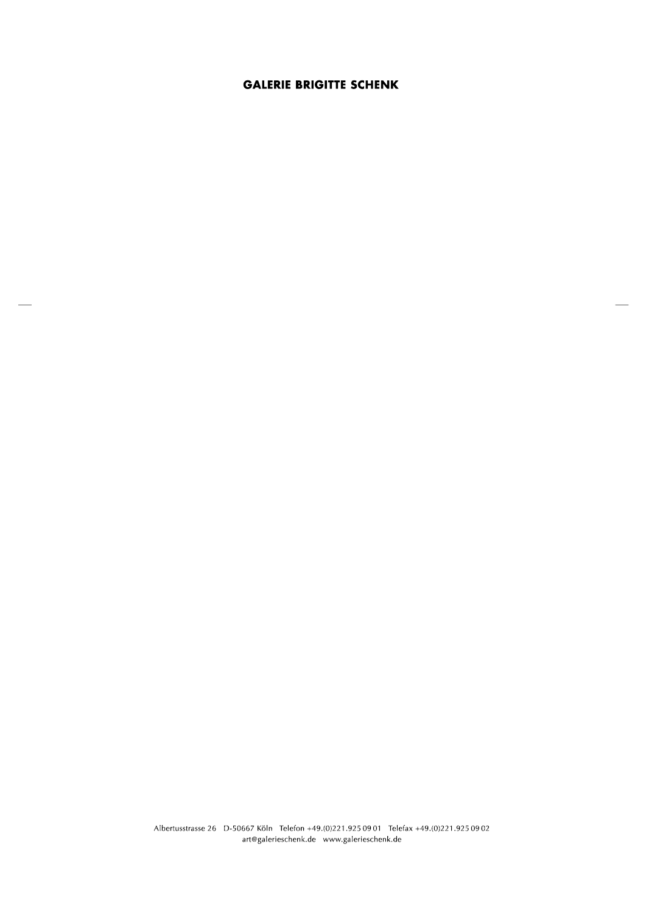**GALERIE BRIGITTE SCHENK**

Albertusstrasse 26 D-50667 Köln Telefon +49.(0)221.925 09 01 Telefax +49.(0)221.925 09 02
art@galerieschenk.de www.galerieschenk.de